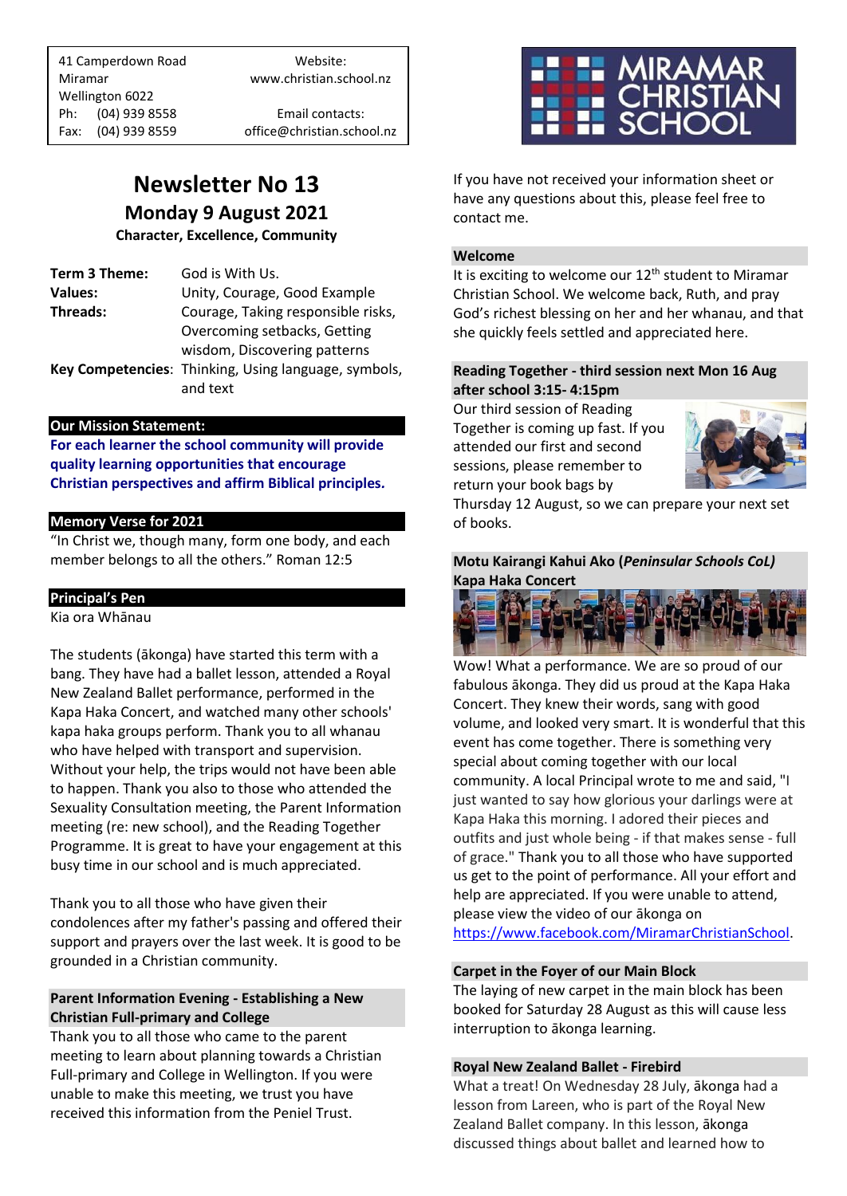41 Camperdown Road
Miramar
Wellington 6022
Ph: (04) 939 8558
Fax: (04) 939 8559

Website:
www.christian.school.nz

Email contacts:
office@christian.school.nz

MIRAMAR CHRISTIAN SCHOOL

# Newsletter No 13

## Monday 9 August 2021

**Character, Excellence, Community**

| | |
|---|---|
| **Term 3 Theme:** | God is With Us. |
| **Values:** | Unity, Courage, Good Example |
| **Threads:** | Courage, Taking responsible risks, Overcoming setbacks, Getting wisdom, Discovering patterns |
| **Key Competencies:** | Thinking, Using language, symbols, and text |

### Our Mission Statement:

**For each learner the school community will provide quality learning opportunities that encourage Christian perspectives and affirm Biblical principles.**

### Memory Verse for 2021

"In Christ we, though many, form one body, and each member belongs to all the others." Roman 12:5

### Principal's Pen

Kia ora Whānau

The students (ākonga) have started this term with a bang. They have had a ballet lesson, attended a Royal New Zealand Ballet performance, performed in the Kapa Haka Concert, and watched many other schools' kapa haka groups perform. Thank you to all whanau who have helped with transport and supervision. Without your help, the trips would not have been able to happen. Thank you also to those who attended the Sexuality Consultation meeting, the Parent Information meeting (re: new school), and the Reading Together Programme. It is great to have your engagement at this busy time in our school and is much appreciated.

Thank you to all those who have given their condolences after my father's passing and offered their support and prayers over the last week. It is good to be grounded in a Christian community.

### Parent Information Evening - Establishing a New Christian Full-primary and College

Thank you to all those who came to the parent meeting to learn about planning towards a Christian Full-primary and College in Wellington. If you were unable to make this meeting, we trust you have received this information from the Peniel Trust.

If you have not received your information sheet or have any questions about this, please feel free to contact me.

### Welcome

It is exciting to welcome our 12th student to Miramar Christian School. We welcome back, Ruth, and pray God's richest blessing on her and her whanau, and that she quickly feels settled and appreciated here.

### Reading Together - third session next Mon 16 Aug after school 3:15- 4:15pm

Our third session of Reading Together is coming up fast. If you attended our first and second sessions, please remember to return your book bags by Thursday 12 August, so we can prepare your next set of books.

### Motu Kairangi Kahui Ako (*Peninsular Schools CoL*) Kapa Haka Concert

Wow! What a performance. We are so proud of our fabulous ākonga. They did us proud at the Kapa Haka Concert. They knew their words, sang with good volume, and looked very smart. It is wonderful that this event has come together. There is something very special about coming together with our local community. A local Principal wrote to me and said, "I just wanted to say how glorious your darlings were at Kapa Haka this morning. I adored their pieces and outfits and just whole being - if that makes sense - full of grace." Thank you to all those who have supported us get to this point of performance. All your effort and help are appreciated. If you were unable to attend, please view the video of our ākonga on https://www.facebook.com/MiramarChristianSchool.

### Carpet in the Foyer of our Main Block

The laying of new carpet in the main block has been booked for Saturday 28 August as this will cause less interruption to ākonga learning.

### Royal New Zealand Ballet - Firebird

What a treat! On Wednesday 28 July, ākonga had a lesson from Lareen, who is part of the Royal New Zealand Ballet company. In this lesson, ākonga discussed things about ballet and learned how to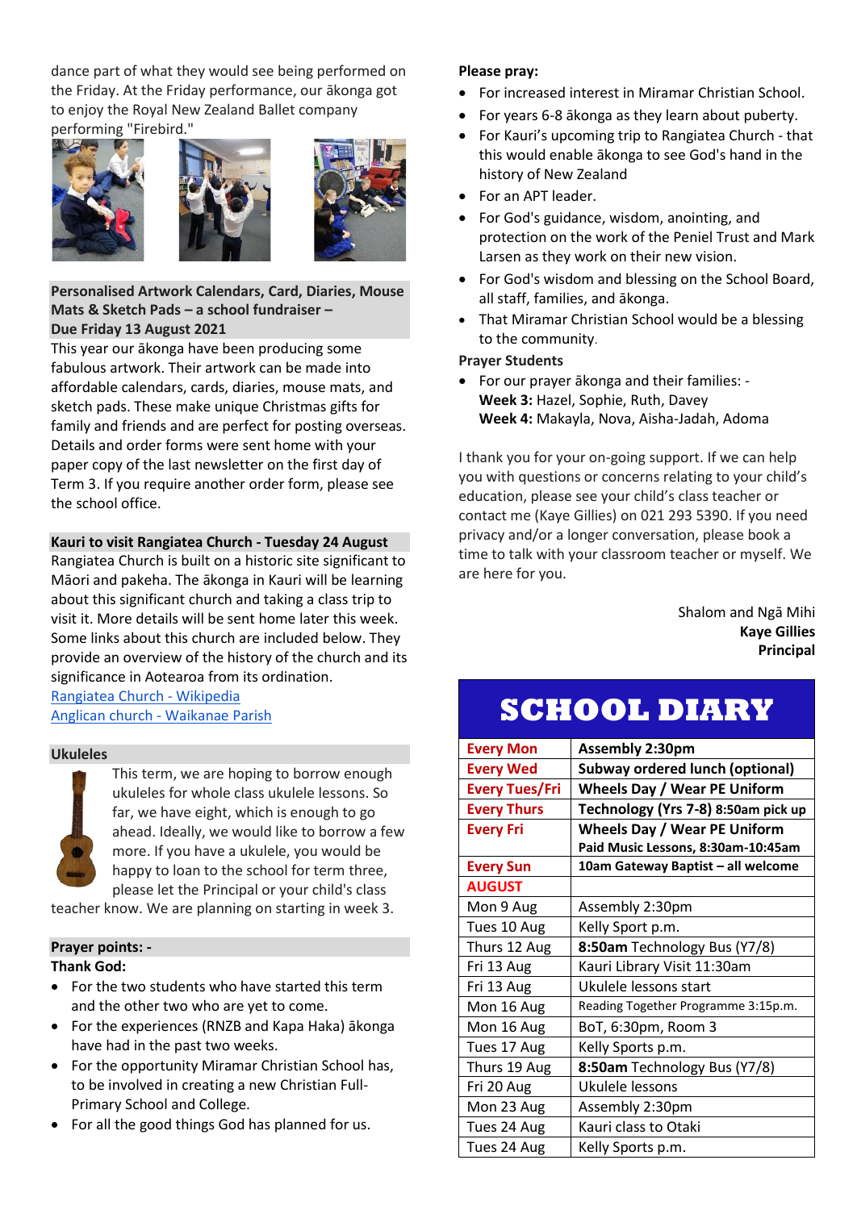dance part of what they would see being performed on the Friday. At the Friday performance, our ākonga got to enjoy the Royal New Zealand Ballet company performing "Firebird."

**Personalised Artwork Calendars, Card, Diaries, Mouse Mats & Sketch Pads – a school fundraiser – Due Friday 13 August 2021**

This year our ākonga have been producing some fabulous artwork. Their artwork can be made into affordable calendars, cards, diaries, mouse mats, and sketch pads. These make unique Christmas gifts for family and friends and are perfect for posting overseas. Details and order forms were sent home with your paper copy of the last newsletter on the first day of Term 3. If you require another order form, please see the school office.

**Kauri to visit Rangiatea Church - Tuesday 24 August**

Rangiatea Church is built on a historic site significant to Māori and pakeha. The ākonga in Kauri will be learning about this significant church and taking a class trip to visit it. More details will be sent home later this week. Some links about this church are included below. They provide an overview of the history of the church and its significance in Aotearoa from its ordination.

Rangiatea Church - Wikipedia
Anglican church - Waikanae Parish

**Ukuleles**

This term, we are hoping to borrow enough ukuleles for whole class ukulele lessons. So far, we have eight, which is enough to go ahead. Ideally, we would like to borrow a few more. If you have a ukulele, you would be happy to loan to the school for term three, please let the Principal or your child's class teacher know. We are planning on starting in week 3.

**Prayer points: -**

**Thank God:**

- For the two students who have started this term and the other two who are yet to come.
- For the experiences (RNZB and Kapa Haka) ākonga have had in the past two weeks.
- For the opportunity Miramar Christian School has, to be involved in creating a new Christian Full-Primary School and College.
- For all the good things God has planned for us.

**Please pray:**

- For increased interest in Miramar Christian School.
- For years 6-8 ākonga as they learn about puberty.
- For Kauri's upcoming trip to Rangiatea Church - that this would enable ākonga to see God's hand in the history of New Zealand
- For an APT leader.
- For God's guidance, wisdom, anointing, and protection on the work of the Peniel Trust and Mark Larsen as they work on their new vision.
- For God's wisdom and blessing on the School Board, all staff, families, and ākonga.
- That Miramar Christian School would be a blessing to the community.

**Prayer Students**

- For our prayer ākonga and their families: -
  **Week 3:** Hazel, Sophie, Ruth, Davey
  **Week 4:** Makayla, Nova, Aisha-Jadah, Adoma

I thank you for your on-going support. If we can help you with questions or concerns relating to your child's education, please see your child's class teacher or contact me (Kaye Gillies) on 021 293 5390. If you need privacy and/or a longer conversation, please book a time to talk with your classroom teacher or myself. We are here for you.

Shalom and Ngā Mihi
**Kaye Gillies**
**Principal**

## SCHOOL DIARY

| | |
|---|---|
| **Every Mon** | **Assembly 2:30pm** |
| **Every Wed** | **Subway ordered lunch (optional)** |
| **Every Tues/Fri** | **Wheels Day / Wear PE Uniform** |
| **Every Thurs** | **Technology (Yrs 7-8) 8:50am pick up** |
| **Every Fri** | **Wheels Day / Wear PE Uniform**<br>**Paid Music Lessons, 8:30am-10:45am** |
| **Every Sun** | **10am Gateway Baptist – all welcome** |
| **AUGUST** | |
| Mon 9 Aug | Assembly 2:30pm |
| Tues 10 Aug | Kelly Sport p.m. |
| Thurs 12 Aug | **8:50am** Technology Bus (Y7/8) |
| Fri 13 Aug | Kauri Library Visit 11:30am |
| Fri 13 Aug | Ukulele lessons start |
| Mon 16 Aug | Reading Together Programme 3:15p.m. |
| Mon 16 Aug | BoT, 6:30pm, Room 3 |
| Tues 17 Aug | Kelly Sports p.m. |
| Thurs 19 Aug | **8:50am** Technology Bus (Y7/8) |
| Fri 20 Aug | Ukulele lessons |
| Mon 23 Aug | Assembly 2:30pm |
| Tues 24 Aug | Kauri class to Otaki |
| Tues 24 Aug | Kelly Sports p.m. |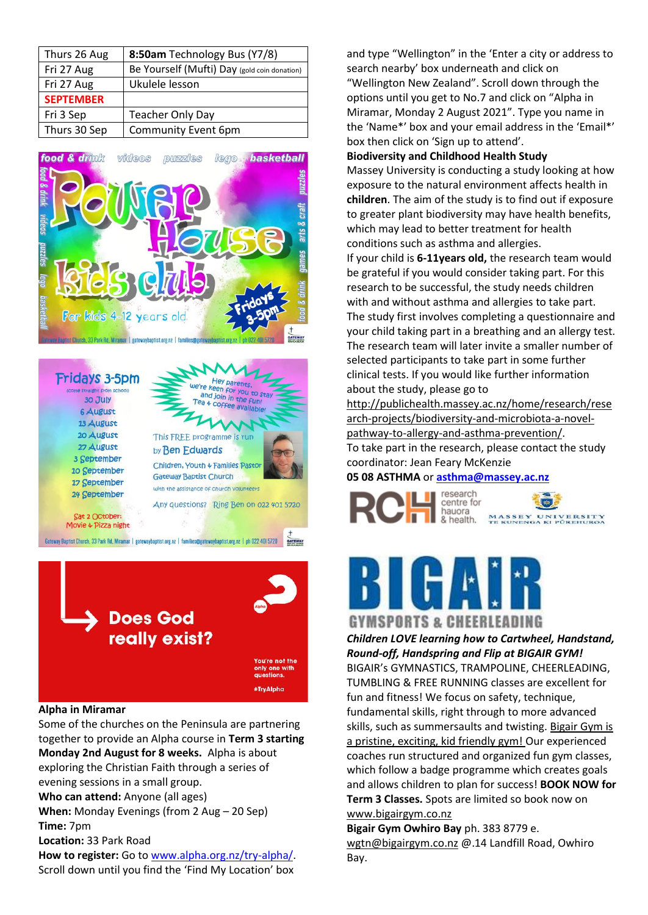| Thurs 26 Aug | **8:50am** Technology Bus (Y7/8) |
|---|---|
| Fri 27 Aug | Be Yourself (Mufti) Day (gold coin donation) |
| Fri 27 Aug | Ukulele lesson |
| **SEPTEMBER** | |
| Fri 3 Sep | Teacher Only Day |
| Thurs 30 Sep | Community Event 6pm |

food & drink videos puzzles lego basketball

**Power House kids club**

For kids 4-12 years old

Fridays 3-5pm

food & drink videos puzzles lego basketball arts & craft games

Gateway Baptist Church, 33 Park Rd, Miramar | gatewaybaptist.org.nz | families@gatewaybaptist.org.nz | ph 022 401 5720

Fridays 3-5pm
(come straight from school)
30 July
6 August
13 August
20 August
27 August
3 September
10 September
17 September
24 September

Sat 2 October:
Movie + Pizza night

Hey parents, we're keen for you to stay and join in the fun! Tea + coffee available!

This FREE programme is run by Ben Edwards
Children, Youth + Families Pastor
Gateway Baptist Church
with the assistance of church volunteers

Any questions? Ring Ben on 022 401 5720

Gateway Baptist Church, 33 Park Rd, Miramar | gatewaybaptist.org.nz | families@gatewaybaptist.org.nz | ph 022 401 5720

**Does God really exist?**

You're not the only one with questions.

#TryAlpha

**Alpha in Miramar**

Some of the churches on the Peninsula are partnering together to provide an Alpha course in **Term 3 starting Monday 2nd August for 8 weeks.** Alpha is about exploring the Christian Faith through a series of evening sessions in a small group.

**Who can attend:** Anyone (all ages)

**When:** Monday Evenings (from 2 Aug – 20 Sep)

**Time:** 7pm

**Location:** 33 Park Road

**How to register:** Go to www.alpha.org.nz/try-alpha/. Scroll down until you find the 'Find My Location' box and type "Wellington" in the 'Enter a city or address to search nearby' box underneath and click on "Wellington New Zealand". Scroll down through the options until you get to No.7 and click on "Alpha in Miramar, Monday 2 August 2021". Type you name in the 'Name*' box and your email address in the 'Email*' box then click on 'Sign up to attend'.

**Biodiversity and Childhood Health Study**

Massey University is conducting a study looking at how exposure to the natural environment affects health in **children**. The aim of the study is to find out if exposure to greater plant biodiversity may have health benefits, which may lead to better treatment for health conditions such as asthma and allergies.

If your child is **6-11years old,** the research team would be grateful if you would consider taking part. For this research to be successful, the study needs children with and without asthma and allergies to take part. The study first involves completing a questionnaire and your child taking part in a breathing and an allergy test. The research team will later invite a smaller number of selected participants to take part in some further clinical tests. If you would like further information about the study, please go to http://publichealth.massey.ac.nz/home/research/research-projects/biodiversity-and-microbiota-a-novel-pathway-to-allergy-and-asthma-prevention/.

To take part in the research, please contact the study coordinator: Jean Feary McKenzie

**05 08 ASTHMA** or **asthma@massey.ac.nz**

RCH research centre for hauora & health. MASSEY UNIVERSITY TE KUNENGA KI PŪREHUROA

**BIGAIR GYMSPORTS & CHEERLEADING**

***Children LOVE learning how to Cartwheel, Handstand, Round-off, Handspring and Flip at BIGAIR GYM!***

BIGAIR's GYMNASTICS, TRAMPOLINE, CHEERLEADING, TUMBLING & FREE RUNNING classes are excellent for fun and fitness! We focus on safety, technique, fundamental skills, right through to more advanced skills, such as summersaults and twisting. Bigair Gym is a pristine, exciting, kid friendly gym! Our experienced coaches run structured and organized fun gym classes, which follow a badge programme which creates goals and allows children to plan for success! **BOOK NOW for Term 3 Classes.** Spots are limited so book now on www.bigairgym.co.nz

**Bigair Gym Owhiro Bay** ph. 383 8779 e. wgtn@bigairgym.co.nz @.14 Landfill Road, Owhiro Bay.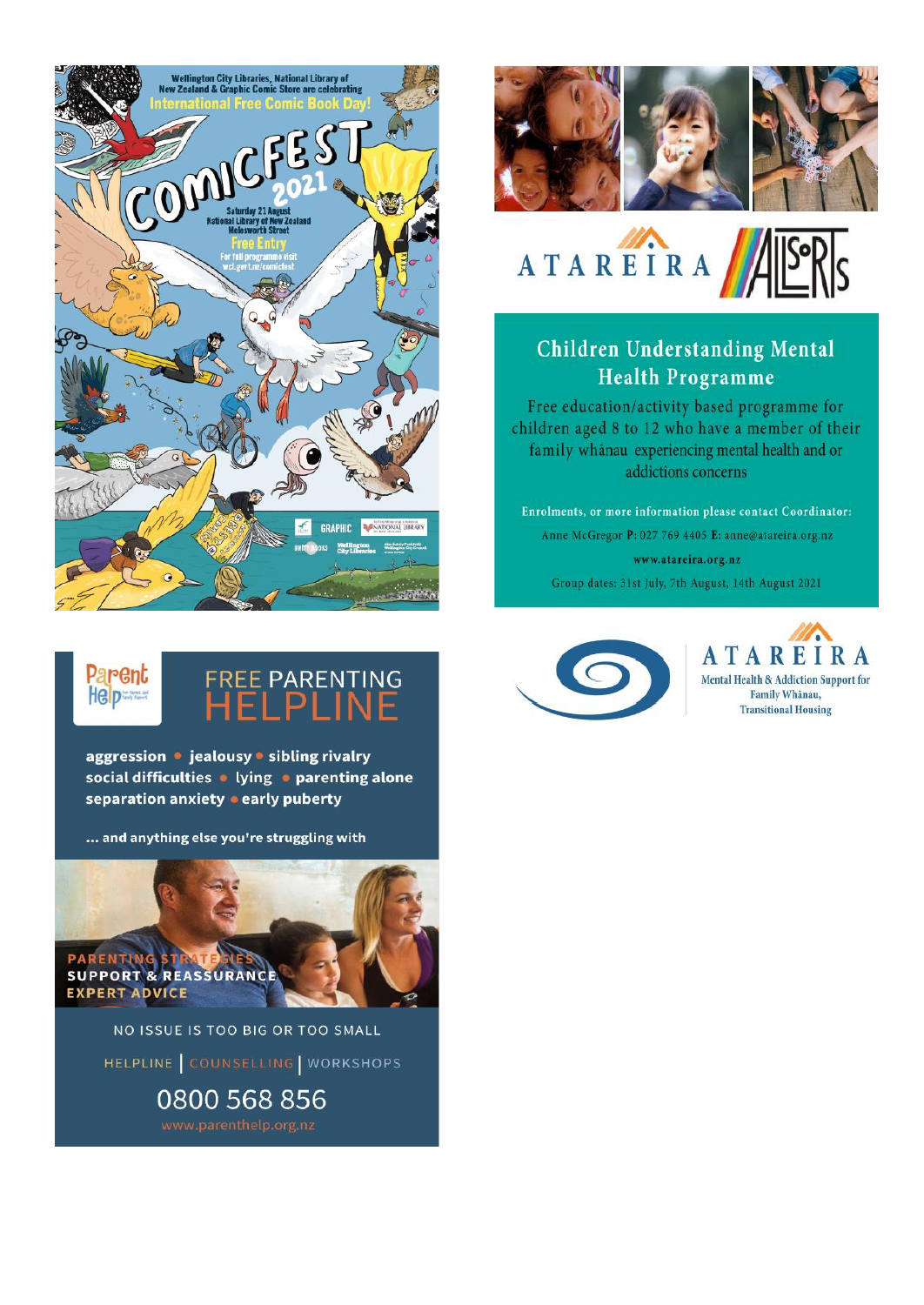Wellington City Libraries, National Library of New Zealand & Graphic Comic Store are celebrating

International Free Comic Book Day!

# COMICFEST 2021

Saturday 21 August
National Library of New Zealand
Molesworth Street

Free Entry

For full programme visit wcl.govt.nz/comicfest

ATAREIRA ALLSORTS

## Children Understanding Mental Health Programme

Free education/activity based programme for children aged 8 to 12 who have a member of their family whānau experiencing mental health and or addictions concerns

Enrolments, or more information please contact Coordinator:

Anne McGregor **P:** 027 769 4405 **E:** anne@atareira.org.nz

**www.atareira.org.nz**

Group dates: 31st July, 7th August, 14th August 2021

ATAREIRA
Mental Health & Addiction Support for Family Whānau, Transitional Housing

Parent Help

## FREE PARENTING HELPLINE

**aggression • jealousy • sibling rivalry**
**social difficulties • lying • parenting alone**
**separation anxiety • early puberty**

**... and anything else you're struggling with**

**PARENTING STRATEGIES**
**SUPPORT & REASSURANCE**
**EXPERT ADVICE**

NO ISSUE IS TOO BIG OR TOO SMALL

HELPLINE | COUNSELLING | WORKSHOPS

0800 568 856

www.parenthelp.org.nz